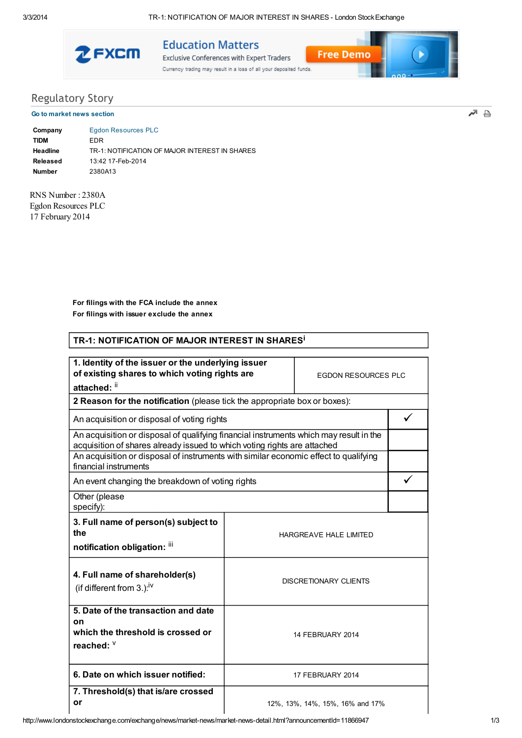## Regulatory Story

Go to market news section

| | |
|---|---|
| **Company** | Egdon Resources PLC |
| **TIDM** | EDR |
| **Headline** | TR-1: NOTIFICATION OF MAJOR INTEREST IN SHARES |
| **Released** | 13:42 17-Feb-2014 |
| **Number** | 2380A13 |

RNS Number : 2380A
Egdon Resources PLC
17 February 2014

**For filings with the FCA include the annex**
**For filings with issuer exclude the annex**

### TR-1: NOTIFICATION OF MAJOR INTEREST IN SHARES[i]

| | |
|---|---|
| **1. Identity of the issuer or the underlying issuer of existing shares to which voting rights are attached:** [ii] | EGDON RESOURCES PLC |
| **2 Reason for the notification** (please tick the appropriate box or boxes): | |
| An acquisition or disposal of voting rights | ✓ |
| An acquisition or disposal of qualifying financial instruments which may result in the acquisition of shares already issued to which voting rights are attached | |
| An acquisition or disposal of instruments with similar economic effect to qualifying financial instruments | |
| An event changing the breakdown of voting rights | ✓ |
| Other (please specify): | |
| **3. Full name of person(s) subject to the notification obligation:** [iii] | HARGREAVE HALE LIMITED |
| **4. Full name of shareholder(s)** (if different from 3.):[iv] | DISCRETIONARY CLIENTS |
| **5. Date of the transaction and date on which the threshold is crossed or reached:** [v] | 14 FEBRUARY 2014 |
| **6. Date on which issuer notified:** | 17 FEBRUARY 2014 |
| **7. Threshold(s) that is/are crossed or** | 12%, 13%, 14%, 15%, 16% and 17% |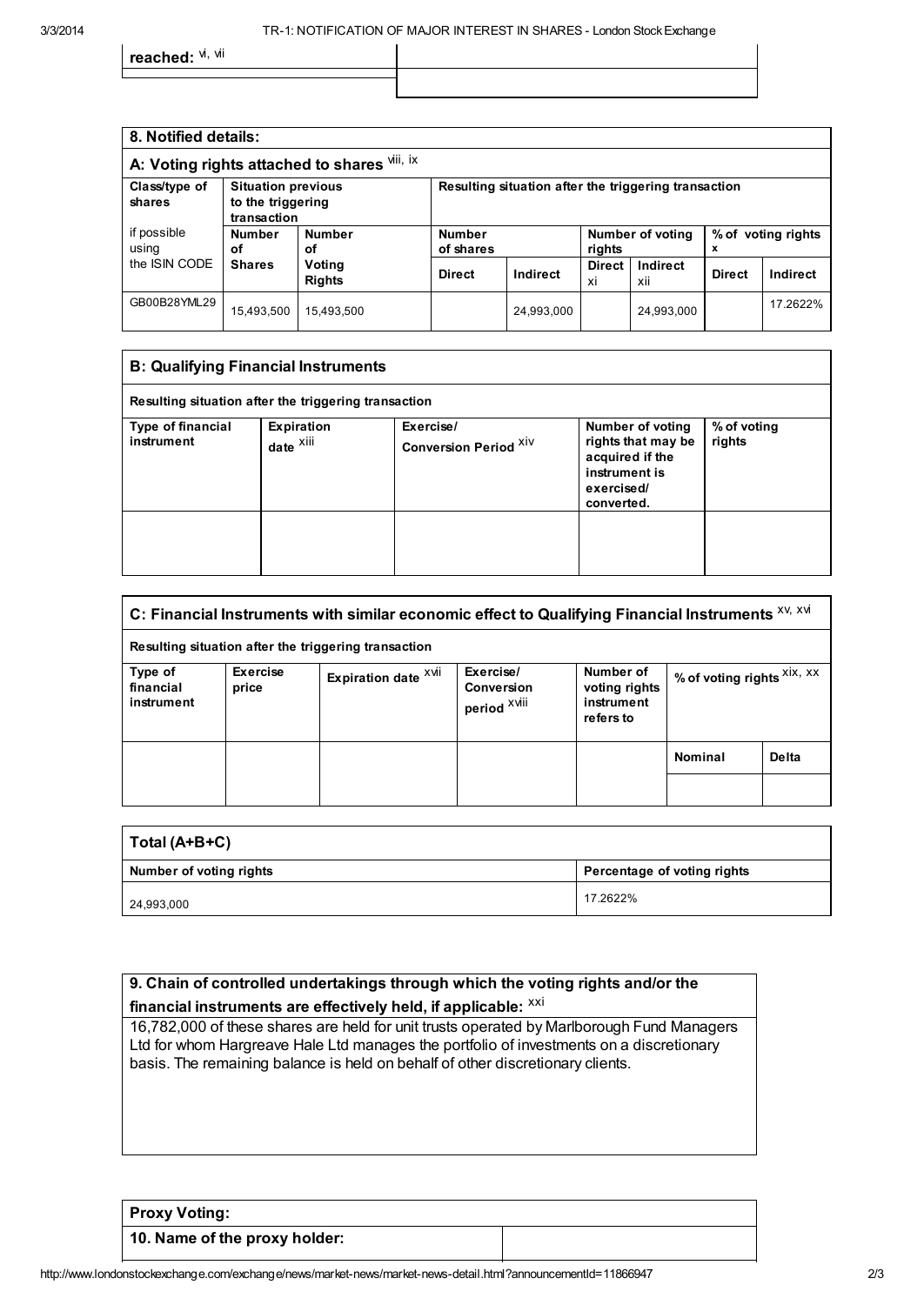| reached: [vi, vii] | |
|---|---|
| | |

| 8. Notified details: | | | | | | | | |
|---|---|---|---|---|---|---|---|---|
| **A: Voting rights attached to shares** [viii, ix] | | | | | | | | |
| **Class/type of shares** if possible using the ISIN CODE | **Situation previous to the triggering transaction** | | **Resulting situation after the triggering transaction** | | | | | |
| | **Number of Shares** | **Number of Voting Rights** | **Number of shares** | | **Number of voting rights** | | **% of voting rights** [x] | |
| | | | **Direct** | **Indirect** | **Direct** [xi] | **Indirect** [xii] | **Direct** | **Indirect** |
| GB00B28YML29 | 15,493,500 | 15,493,500 | | 24,993,000 | | 24,993,000 | | 17.2622% |

| B: Qualifying Financial Instruments | | | | |
|---|---|---|---|---|
| **Resulting situation after the triggering transaction** | | | | |
| **Type of financial instrument** | **Expiration date** [xiii] | **Exercise/ Conversion Period** [xiv] | **Number of voting rights that may be acquired if the instrument is exercised/ converted.** | **% of voting rights** |
| | | | | |

| C: Financial Instruments with similar economic effect to Qualifying Financial Instruments [xv, xvi] | | | | | | |
|---|---|---|---|---|---|---|
| **Resulting situation after the triggering transaction** | | | | | | |
| **Type of financial instrument** | **Exercise price** | **Expiration date** [xvii] | **Exercise/ Conversion period** [xviii] | **Number of voting rights instrument refers to** | **% of voting rights** [xix, xx] | |
| | | | | | **Nominal** | **Delta** |
| | | | | | | |

| Total (A+B+C) | |
|---|---|
| **Number of voting rights** | **Percentage of voting rights** |
| 24,993,000 | 17.2622% |

| 9. Chain of controlled undertakings through which the voting rights and/or the financial instruments are effectively held, if applicable: [xxi] |
|---|
| 16,782,000 of these shares are held for unit trusts operated by Marlborough Fund Managers Ltd for whom Hargreave Hale Ltd manages the portfolio of investments on a discretionary basis. The remaining balance is held on behalf of other discretionary clients. |

| Proxy Voting: | |
|---|---|
| **10. Name of the proxy holder:** | |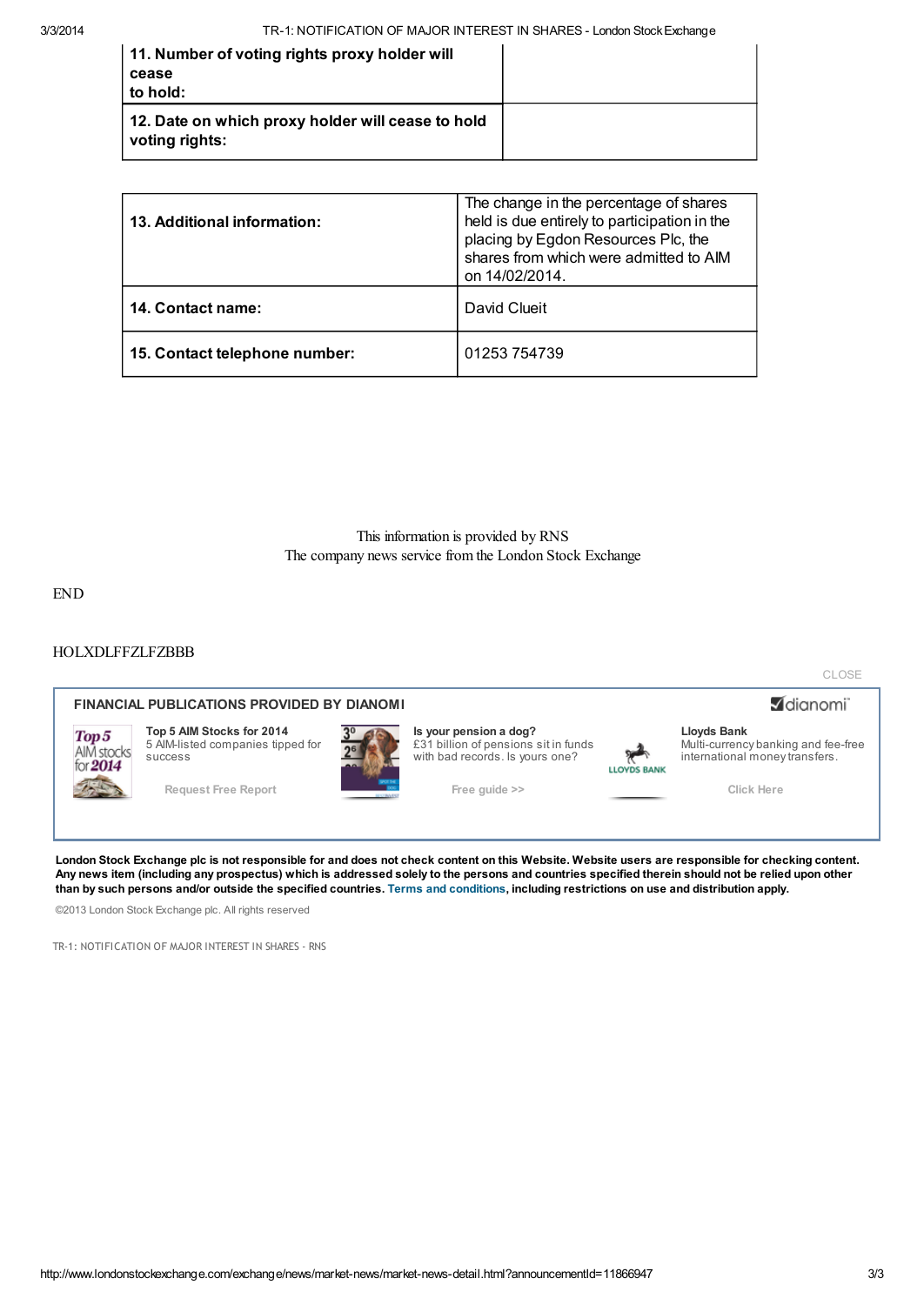| | |
|---|---|
| **11. Number of voting rights proxy holder will cease to hold:** | |
| **12. Date on which proxy holder will cease to hold voting rights:** | |

| | |
|---|---|
| **13. Additional information:** | The change in the percentage of shares held is due entirely to participation in the placing by Egdon Resources Plc, the shares from which were admitted to AIM on 14/02/2014. |
| **14. Contact name:** | David Clueit |
| **15. Contact telephone number:** | 01253 754739 |

This information is provided by RNS
The company news service from the London Stock Exchange

END

HOLXDLFFZLFZBBB

CLOSE

**FINANCIAL PUBLICATIONS PROVIDED BY DIANOMI**

**Top 5 AIM Stocks for 2014**
5 AIM-listed companies tipped for success
Request Free Report

**Is your pension a dog?**
£31 billion of pensions sit in funds with bad records. Is yours one?
Free guide >>

**Lloyds Bank**
Multi-currency banking and fee-free international money transfers.
Click Here

**London Stock Exchange plc is not responsible for and does not check content on this Website. Website users are responsible for checking content. Any news item (including any prospectus) which is addressed solely to the persons and countries specified therein should not be relied upon other than by such persons and/or outside the specified countries. Terms and conditions, including restrictions on use and distribution apply.**

©2013 London Stock Exchange plc. All rights reserved

TR-1: NOTIFICATION OF MAJOR INTEREST IN SHARES - RNS